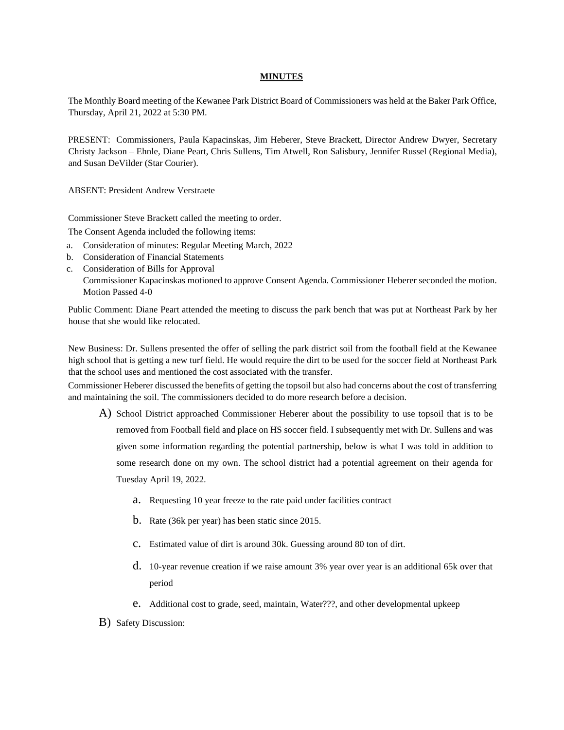# MINUTES

The Monthly Board meeting of the Kewanee Park District Board of Commissioners was held at the Baker Park Office, Thursday, April 21, 2022 at 5:30 PM.

PRESENT: Commissioners, Paula Kapacinskas, Jim Heberer, Steve Brackett, Director Andrew Dwyer, Secretary Christy Jackson – Ehnle, Diane Peart, Chris Sullens, Tim Atwell, Ron Salisbury, Jennifer Russel (Regional Media), and Susan DeVilder (Star Courier).

ABSENT: President Andrew Verstraete

Commissioner Steve Brackett called the meeting to order.

The Consent Agenda included the following items:

a. Consideration of minutes: Regular Meeting March, 2022
b. Consideration of Financial Statements
c. Consideration of Bills for Approval
   Commissioner Kapacinskas motioned to approve Consent Agenda. Commissioner Heberer seconded the motion. Motion Passed 4-0

Public Comment: Diane Peart attended the meeting to discuss the park bench that was put at Northeast Park by her house that she would like relocated.

New Business: Dr. Sullens presented the offer of selling the park district soil from the football field at the Kewanee high school that is getting a new turf field. He would require the dirt to be used for the soccer field at Northeast Park that the school uses and mentioned the cost associated with the transfer.

Commissioner Heberer discussed the benefits of getting the topsoil but also had concerns about the cost of transferring and maintaining the soil. The commissioners decided to do more research before a decision.

A) School District approached Commissioner Heberer about the possibility to use topsoil that is to be removed from Football field and place on HS soccer field. I subsequently met with Dr. Sullens and was given some information regarding the potential partnership, below is what I was told in addition to some research done on my own. The school district had a potential agreement on their agenda for Tuesday April 19, 2022.

   a. Requesting 10 year freeze to the rate paid under facilities contract
   b. Rate (36k per year) has been static since 2015.
   c. Estimated value of dirt is around 30k. Guessing around 80 ton of dirt.
   d. 10-year revenue creation if we raise amount 3% year over year is an additional 65k over that period
   e. Additional cost to grade, seed, maintain, Water???, and other developmental upkeep

B) Safety Discussion: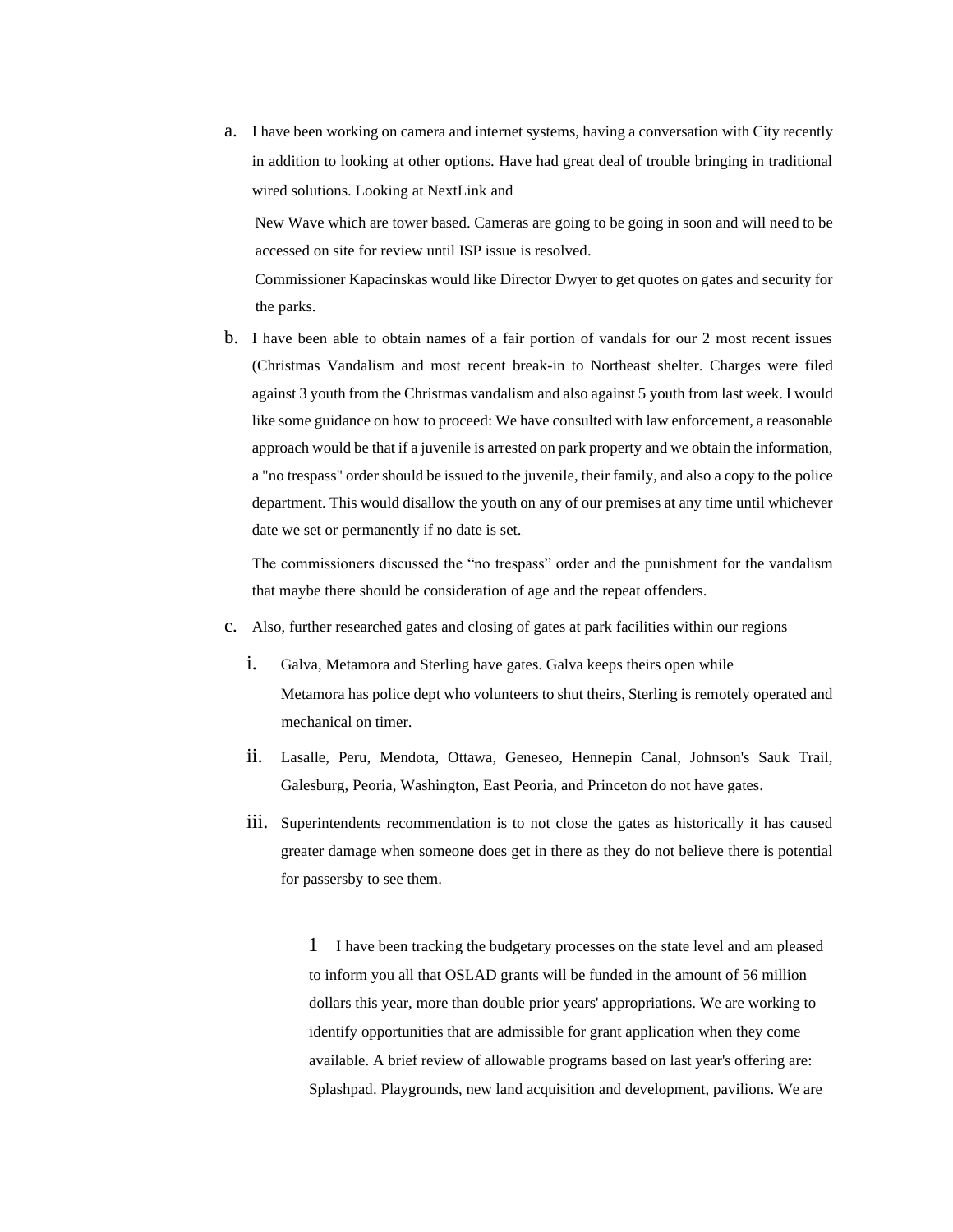a. I have been working on camera and internet systems, having a conversation with City recently in addition to looking at other options. Have had great deal of trouble bringing in traditional wired solutions. Looking at NextLink and

   New Wave which are tower based. Cameras are going to be going in soon and will need to be accessed on site for review until ISP issue is resolved.

   Commissioner Kapacinskas would like Director Dwyer to get quotes on gates and security for the parks.

b. I have been able to obtain names of a fair portion of vandals for our 2 most recent issues (Christmas Vandalism and most recent break-in to Northeast shelter. Charges were filed against 3 youth from the Christmas vandalism and also against 5 youth from last week. I would like some guidance on how to proceed: We have consulted with law enforcement, a reasonable approach would be that if a juvenile is arrested on park property and we obtain the information, a "no trespass" order should be issued to the juvenile, their family, and also a copy to the police department. This would disallow the youth on any of our premises at any time until whichever date we set or permanently if no date is set.

   The commissioners discussed the “no trespass” order and the punishment for the vandalism that maybe there should be consideration of age and the repeat offenders.

c. Also, further researched gates and closing of gates at park facilities within our regions

   i. Galva, Metamora and Sterling have gates. Galva keeps theirs open while Metamora has police dept who volunteers to shut theirs, Sterling is remotely operated and mechanical on timer.

   ii. Lasalle, Peru, Mendota, Ottawa, Geneseo, Hennepin Canal, Johnson's Sauk Trail, Galesburg, Peoria, Washington, East Peoria, and Princeton do not have gates.

   iii. Superintendents recommendation is to not close the gates as historically it has caused greater damage when someone does get in there as they do not believe there is potential for passersby to see them.

1 I have been tracking the budgetary processes on the state level and am pleased to inform you all that OSLAD grants will be funded in the amount of 56 million dollars this year, more than double prior years' appropriations. We are working to identify opportunities that are admissible for grant application when they come available. A brief review of allowable programs based on last year's offering are: Splashpad. Playgrounds, new land acquisition and development, pavilions. We are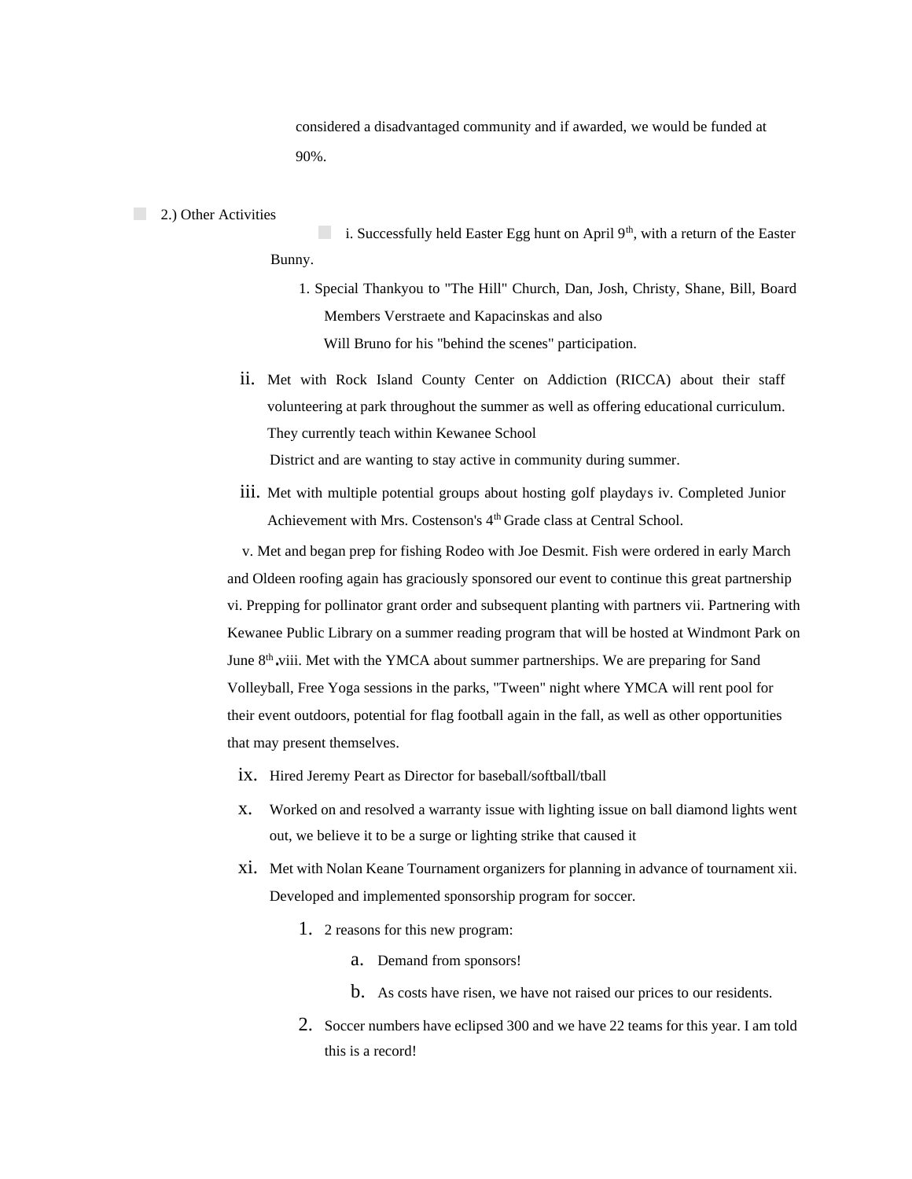considered a disadvantaged community and if awarded, we would be funded at 90%.

2.) Other Activities

i. Successfully held Easter Egg hunt on April 9th, with a return of the Easter Bunny.

1. Special Thankyou to "The Hill" Church, Dan, Josh, Christy, Shane, Bill, Board Members Verstraete and Kapacinskas and also Will Bruno for his "behind the scenes" participation.

ii. Met with Rock Island County Center on Addiction (RICCA) about their staff volunteering at park throughout the summer as well as offering educational curriculum. They currently teach within Kewanee School District and are wanting to stay active in community during summer.

iii. Met with multiple potential groups about hosting golf playdays iv. Completed Junior Achievement with Mrs. Costenson's 4th Grade class at Central School.

v. Met and began prep for fishing Rodeo with Joe Desmit. Fish were ordered in early March and Oldeen roofing again has graciously sponsored our event to continue this great partnership vi. Prepping for pollinator grant order and subsequent planting with partners vii. Partnering with Kewanee Public Library on a summer reading program that will be hosted at Windmont Park on June 8th.viii. Met with the YMCA about summer partnerships. We are preparing for Sand Volleyball, Free Yoga sessions in the parks, "Tween" night where YMCA will rent pool for their event outdoors, potential for flag football again in the fall, as well as other opportunities that may present themselves.

ix. Hired Jeremy Peart as Director for baseball/softball/tball

x. Worked on and resolved a warranty issue with lighting issue on ball diamond lights went out, we believe it to be a surge or lighting strike that caused it

xi. Met with Nolan Keane Tournament organizers for planning in advance of tournament xii. Developed and implemented sponsorship program for soccer.

1. 2 reasons for this new program:
    a. Demand from sponsors!
    b. As costs have risen, we have not raised our prices to our residents.
2. Soccer numbers have eclipsed 300 and we have 22 teams for this year. I am told this is a record!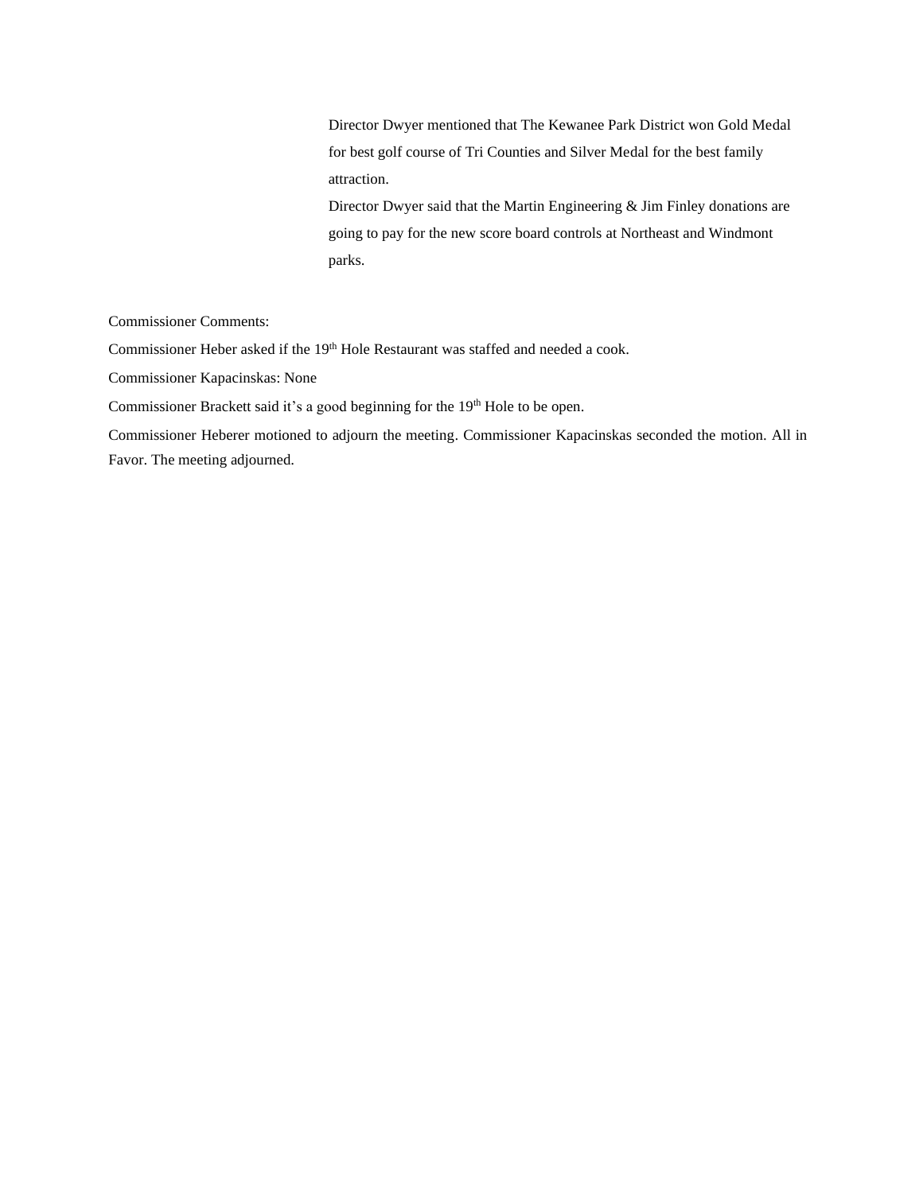Director Dwyer mentioned that The Kewanee Park District won Gold Medal for best golf course of Tri Counties and Silver Medal for the best family attraction.

Director Dwyer said that the Martin Engineering & Jim Finley donations are going to pay for the new score board controls at Northeast and Windmont parks.

Commissioner Comments:

Commissioner Heber asked if the 19th Hole Restaurant was staffed and needed a cook.

Commissioner Kapacinskas: None

Commissioner Brackett said it's a good beginning for the 19th Hole to be open.

Commissioner Heberer motioned to adjourn the meeting. Commissioner Kapacinskas seconded the motion. All in Favor. The meeting adjourned.